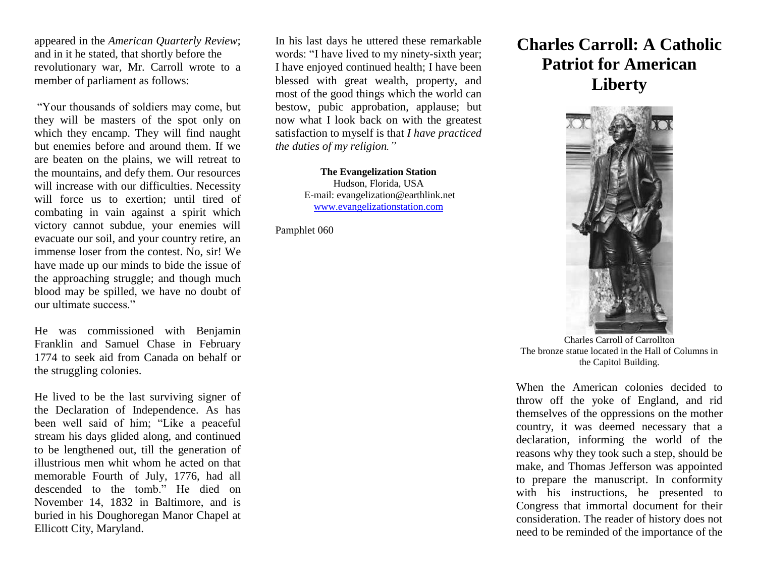appeared in the *American Quarterly Review*; and in it he stated, that shortly before the revolutionary war, Mr. Carroll wrote to a member of parliament as follows:

"Your thousands of soldiers may come, but they will be masters of the spot only on which they encamp. They will find naught but enemies before and around them. If we are beaten on the plains, we will retreat to the mountains, and defy them. Our resources will increase with our difficulties. Necessity will force us to exertion; until tired of combating in vain against a spirit which victory cannot subdue, your enemies will evacuate our soil, and your country retire, an immense loser from the contest. No, sir! We have made up our minds to bide the issue of the approaching struggle; and though much blood may be spilled, we have no doubt of our ultimate success."

He was commissioned with Benjamin Franklin and Samuel Chase in February 1774 to seek aid from Canada on behalf or the struggling colonies.

He lived to be the last surviving signer of the Declaration of Independence. As has been well said of him; "Like a peaceful stream his days glided along, and continued to be lengthened out, till the generation of illustrious men whit whom he acted on that memorable Fourth of July, 1776, had all descended to the tomb." He died on November 14, 1832 in Baltimore, and is buried in his Doughoregan Manor Chapel at Ellicott City, Maryland.

In his last days he uttered these remarkable words: "I have lived to my ninety-sixth year; I have enjoyed continued health; I have been blessed with great wealth, property, and most of the good things which the world can bestow, pubic approbation, applause; but now what I look back on with the greatest satisfaction to myself is that *I have practiced the duties of my religion."*

**The Evangelization Station**
Hudson, Florida, USA
E-mail: evangelization@earthlink.net
www.evangelizationstation.com

Pamphlet 060

# Charles Carroll: A Catholic Patriot for American Liberty

Charles Carroll of Carrollton
The bronze statue located in the Hall of Columns in the Capitol Building.

When the American colonies decided to throw off the yoke of England, and rid themselves of the oppressions on the mother country, it was deemed necessary that a declaration, informing the world of the reasons why they took such a step, should be make, and Thomas Jefferson was appointed to prepare the manuscript. In conformity with his instructions, he presented to Congress that immortal document for their consideration. The reader of history does not need to be reminded of the importance of the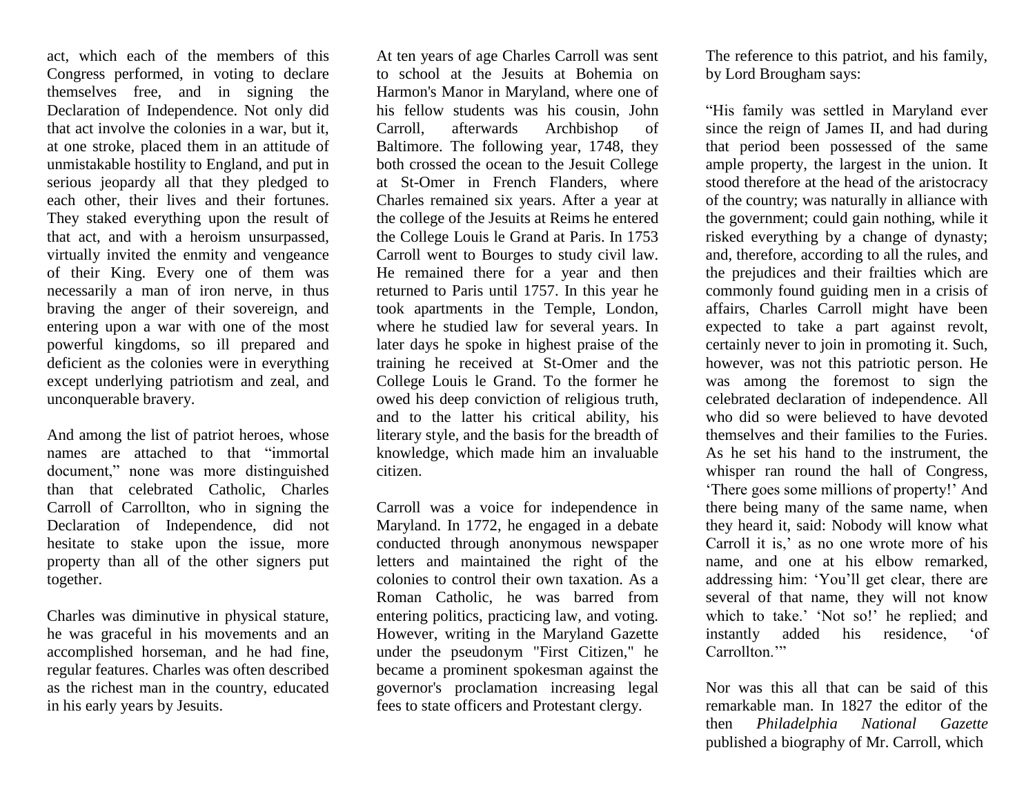act, which each of the members of this Congress performed, in voting to declare themselves free, and in signing the Declaration of Independence. Not only did that act involve the colonies in a war, but it, at one stroke, placed them in an attitude of unmistakable hostility to England, and put in serious jeopardy all that they pledged to each other, their lives and their fortunes. They staked everything upon the result of that act, and with a heroism unsurpassed, virtually invited the enmity and vengeance of their King. Every one of them was necessarily a man of iron nerve, in thus braving the anger of their sovereign, and entering upon a war with one of the most powerful kingdoms, so ill prepared and deficient as the colonies were in everything except underlying patriotism and zeal, and unconquerable bravery.

And among the list of patriot heroes, whose names are attached to that "immortal document," none was more distinguished than that celebrated Catholic, Charles Carroll of Carrollton, who in signing the Declaration of Independence, did not hesitate to stake upon the issue, more property than all of the other signers put together.

Charles was diminutive in physical stature, he was graceful in his movements and an accomplished horseman, and he had fine, regular features. Charles was often described as the richest man in the country, educated in his early years by Jesuits.

At ten years of age Charles Carroll was sent to school at the Jesuits at Bohemia on Harmon's Manor in Maryland, where one of his fellow students was his cousin, John Carroll, afterwards Archbishop of Baltimore. The following year, 1748, they both crossed the ocean to the Jesuit College at St-Omer in French Flanders, where Charles remained six years. After a year at the college of the Jesuits at Reims he entered the College Louis le Grand at Paris. In 1753 Carroll went to Bourges to study civil law. He remained there for a year and then returned to Paris until 1757. In this year he took apartments in the Temple, London, where he studied law for several years. In later days he spoke in highest praise of the training he received at St-Omer and the College Louis le Grand. To the former he owed his deep conviction of religious truth, and to the latter his critical ability, his literary style, and the basis for the breadth of knowledge, which made him an invaluable citizen.

Carroll was a voice for independence in Maryland. In 1772, he engaged in a debate conducted through anonymous newspaper letters and maintained the right of the colonies to control their own taxation. As a Roman Catholic, he was barred from entering politics, practicing law, and voting. However, writing in the Maryland Gazette under the pseudonym "First Citizen," he became a prominent spokesman against the governor's proclamation increasing legal fees to state officers and Protestant clergy.

The reference to this patriot, and his family, by Lord Brougham says:

"His family was settled in Maryland ever since the reign of James II, and had during that period been possessed of the same ample property, the largest in the union. It stood therefore at the head of the aristocracy of the country; was naturally in alliance with the government; could gain nothing, while it risked everything by a change of dynasty; and, therefore, according to all the rules, and the prejudices and their frailties which are commonly found guiding men in a crisis of affairs, Charles Carroll might have been expected to take a part against revolt, certainly never to join in promoting it. Such, however, was not this patriotic person. He was among the foremost to sign the celebrated declaration of independence. All who did so were believed to have devoted themselves and their families to the Furies. As he set his hand to the instrument, the whisper ran round the hall of Congress, 'There goes some millions of property!' And there being many of the same name, when they heard it, said: Nobody will know what Carroll it is,' as no one wrote more of his name, and one at his elbow remarked, addressing him: 'You'll get clear, there are several of that name, they will not know which to take.' 'Not so!' he replied; and instantly added his residence, 'of Carrollton.'"

Nor was this all that can be said of this remarkable man. In 1827 the editor of the then *Philadelphia National Gazette* published a biography of Mr. Carroll, which